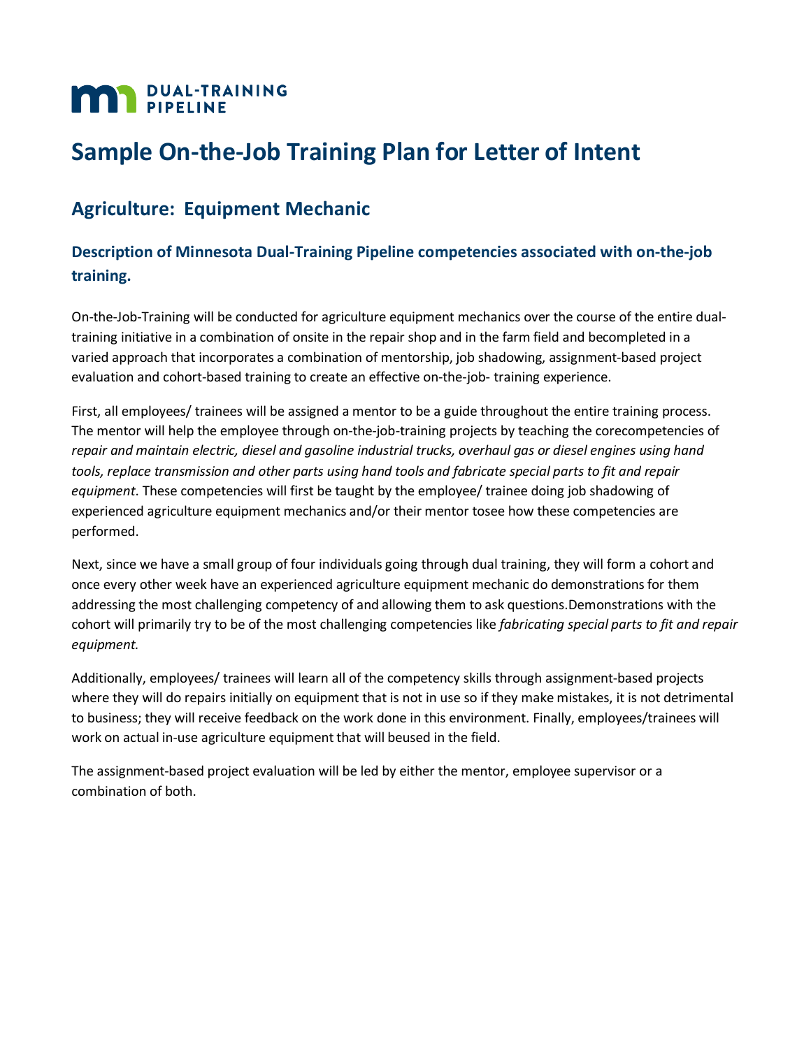**DUAL-TRAINING PIPELINE**

# Sample On-the-Job Training Plan for Letter of Intent

## Agriculture: Equipment Mechanic

### Description of Minnesota Dual-Training Pipeline competencies associated with on-the-job training.

On-the-Job-Training will be conducted for agriculture equipment mechanics over the course of the entire dual-training initiative in a combination of onsite in the repair shop and in the farm field and becompleted in a varied approach that incorporates a combination of mentorship, job shadowing, assignment-based project evaluation and cohort-based training to create an effective on-the-job- training experience.

First, all employees/ trainees will be assigned a mentor to be a guide throughout the entire training process. The mentor will help the employee through on-the-job-training projects by teaching the corecompetencies of *repair and maintain electric, diesel and gasoline industrial trucks, overhaul gas or diesel engines using hand tools, replace transmission and other parts using hand tools and fabricate special parts to fit and repair equipment*. These competencies will first be taught by the employee/ trainee doing job shadowing of experienced agriculture equipment mechanics and/or their mentor tosee how these competencies are performed.

Next, since we have a small group of four individuals going through dual training, they will form a cohort and once every other week have an experienced agriculture equipment mechanic do demonstrations for them addressing the most challenging competency of and allowing them to ask questions.Demonstrations with the cohort will primarily try to be of the most challenging competencies like *fabricating special parts to fit and repair equipment.*

Additionally, employees/ trainees will learn all of the competency skills through assignment-based projects where they will do repairs initially on equipment that is not in use so if they make mistakes, it is not detrimental to business; they will receive feedback on the work done in this environment. Finally, employees/trainees will work on actual in-use agriculture equipment that will beused in the field.

The assignment-based project evaluation will be led by either the mentor, employee supervisor or a combination of both.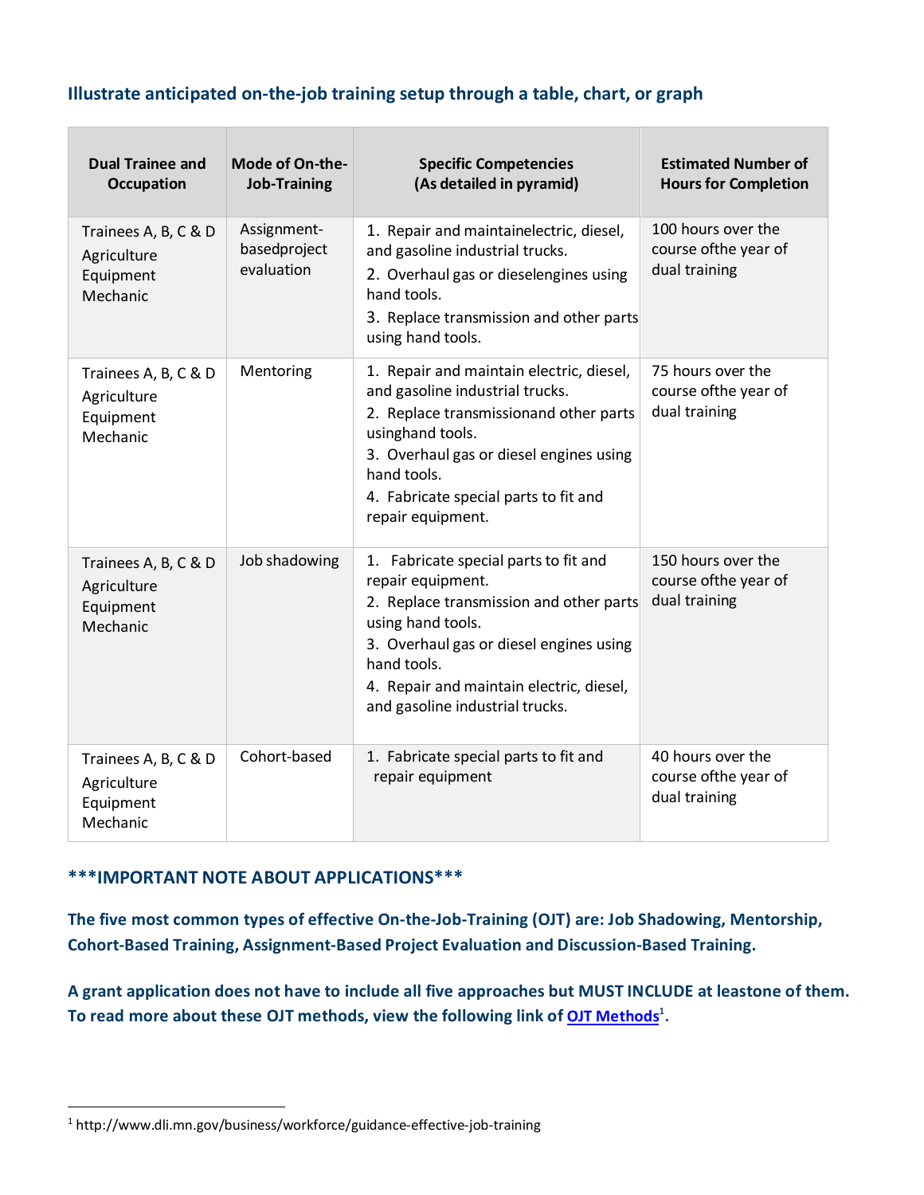### Illustrate anticipated on-the-job training setup through a table, chart, or graph

| Dual Trainee and Occupation | Mode of On-the-Job-Training | Specific Competencies (As detailed in pyramid) | Estimated Number of Hours for Completion |
|---|---|---|---|
| Trainees A, B, C & D Agriculture Equipment Mechanic | Assignment-basedproject evaluation | 1. Repair and maintainelectric, diesel, and gasoline industrial trucks. 2. Overhaul gas or dieselengines using hand tools. 3. Replace transmission and other parts using hand tools. | 100 hours over the course ofthe year of dual training |
| Trainees A, B, C & D Agriculture Equipment Mechanic | Mentoring | 1. Repair and maintain electric, diesel, and gasoline industrial trucks. 2. Replace transmissionand other parts usinghand tools. 3. Overhaul gas or diesel engines using hand tools. 4. Fabricate special parts to fit and repair equipment. | 75 hours over the course ofthe year of dual training |
| Trainees A, B, C & D Agriculture Equipment Mechanic | Job shadowing | 1. Fabricate special parts to fit and repair equipment. 2. Replace transmission and other parts using hand tools. 3. Overhaul gas or diesel engines using hand tools. 4. Repair and maintain electric, diesel, and gasoline industrial trucks. | 150 hours over the course ofthe year of dual training |
| Trainees A, B, C & D Agriculture Equipment Mechanic | Cohort-based | 1. Fabricate special parts to fit and repair equipment | 40 hours over the course ofthe year of dual training |

**\*\*\*IMPORTANT NOTE ABOUT APPLICATIONS\*\*\***

**The five most common types of effective On-the-Job-Training (OJT) are: Job Shadowing, Mentorship, Cohort-Based Training, Assignment-Based Project Evaluation and Discussion-Based Training.**

**A grant application does not have to include all five approaches but MUST INCLUDE at leastone of them. To read more about these OJT methods, view the following link of [OJT Methods](http://www.dli.mn.gov/business/workforce/guidance-effective-job-training)[1].**

[1] http://www.dli.mn.gov/business/workforce/guidance-effective-job-training